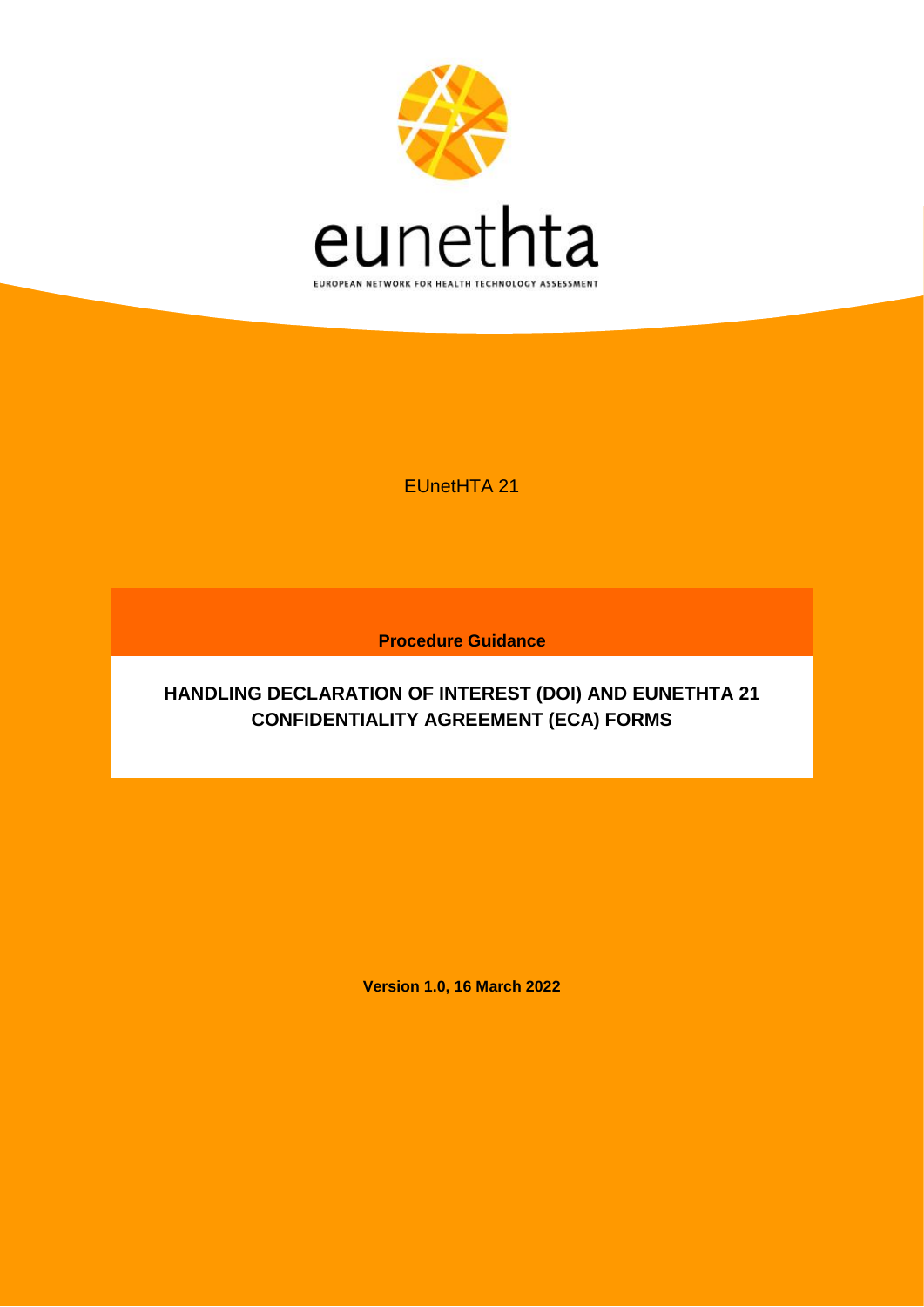eunethta

EUROPEAN NETWORK FOR HEALTH TECHNOLOGY ASSESSMENT

EUnetHTA 21

**Procedure Guidance**

# HANDLING DECLARATION OF INTEREST (DOI) AND EUNETHTA 21 CONFIDENTIALITY AGREEMENT (ECA) FORMS

**Version 1.0, 16 March 2022**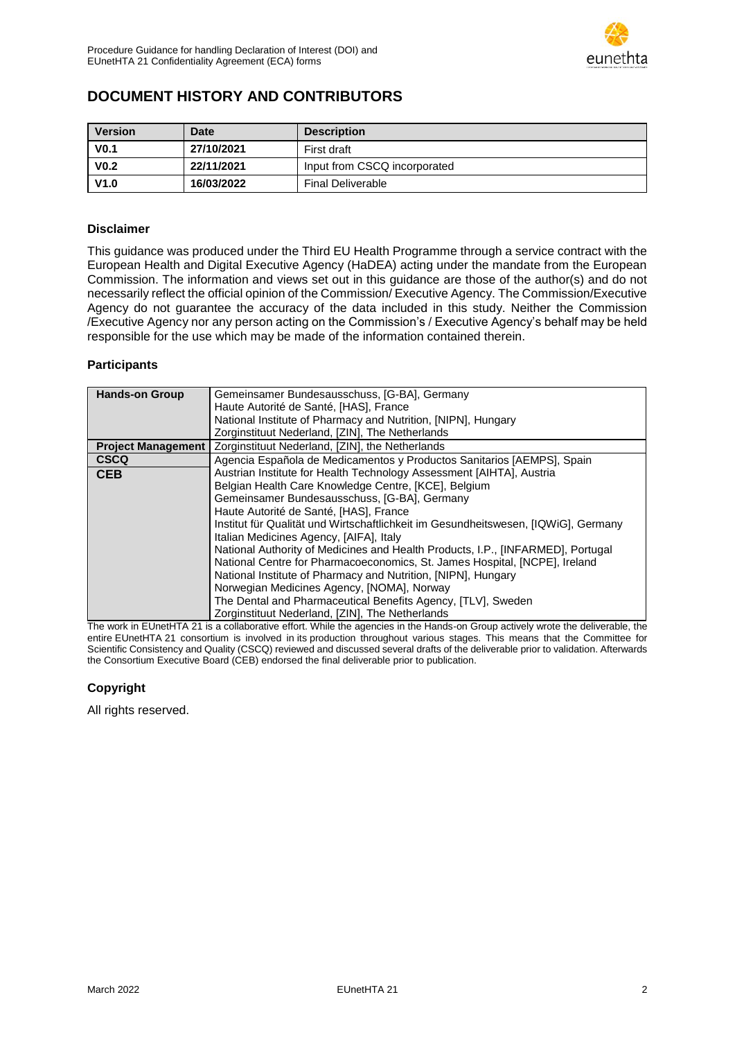## DOCUMENT HISTORY AND CONTRIBUTORS

| Version | Date | Description |
|---|---|---|
| V0.1 | 27/10/2021 | First draft |
| V0.2 | 22/11/2021 | Input from CSCQ incorporated |
| V1.0 | 16/03/2022 | Final Deliverable |

### Disclaimer

This guidance was produced under the Third EU Health Programme through a service contract with the European Health and Digital Executive Agency (HaDEA) acting under the mandate from the European Commission. The information and views set out in this guidance are those of the author(s) and do not necessarily reflect the official opinion of the Commission/ Executive Agency. The Commission/Executive Agency do not guarantee the accuracy of the data included in this study. Neither the Commission /Executive Agency nor any person acting on the Commission's / Executive Agency's behalf may be held responsible for the use which may be made of the information contained therein.

### Participants

| | |
|---|---|
| **Hands-on Group** | Gemeinsamer Bundesausschuss, [G-BA], Germany<br>Haute Autorité de Santé, [HAS], France<br>National Institute of Pharmacy and Nutrition, [NIPN], Hungary<br>Zorginstituut Nederland, [ZIN], The Netherlands |
| **Project Management** | Zorginstituut Nederland, [ZIN], the Netherlands |
| **CSCQ** | Agencia Española de Medicamentos y Productos Sanitarios [AEMPS], Spain |
| **CEB** | Austrian Institute for Health Technology Assessment [AIHTA], Austria<br>Belgian Health Care Knowledge Centre, [KCE], Belgium<br>Gemeinsamer Bundesausschuss, [G-BA], Germany<br>Haute Autorité de Santé, [HAS], France<br>Institut für Qualität und Wirtschaftlichkeit im Gesundheitswesen, [IQWiG], Germany<br>Italian Medicines Agency, [AIFA], Italy<br>National Authority of Medicines and Health Products, I.P., [INFARMED], Portugal<br>National Centre for Pharmacoeconomics, St. James Hospital, [NCPE], Ireland<br>National Institute of Pharmacy and Nutrition, [NIPN], Hungary<br>Norwegian Medicines Agency, [NOMA], Norway<br>The Dental and Pharmaceutical Benefits Agency, [TLV], Sweden<br>Zorginstituut Nederland, [ZIN], The Netherlands |

The work in EUnetHTA 21 is a collaborative effort. While the agencies in the Hands-on Group actively wrote the deliverable, the entire EUnetHTA 21 consortium is involved in its production throughout various stages. This means that the Committee for Scientific Consistency and Quality (CSCQ) reviewed and discussed several drafts of the deliverable prior to validation. Afterwards the Consortium Executive Board (CEB) endorsed the final deliverable prior to publication.

### Copyright

All rights reserved.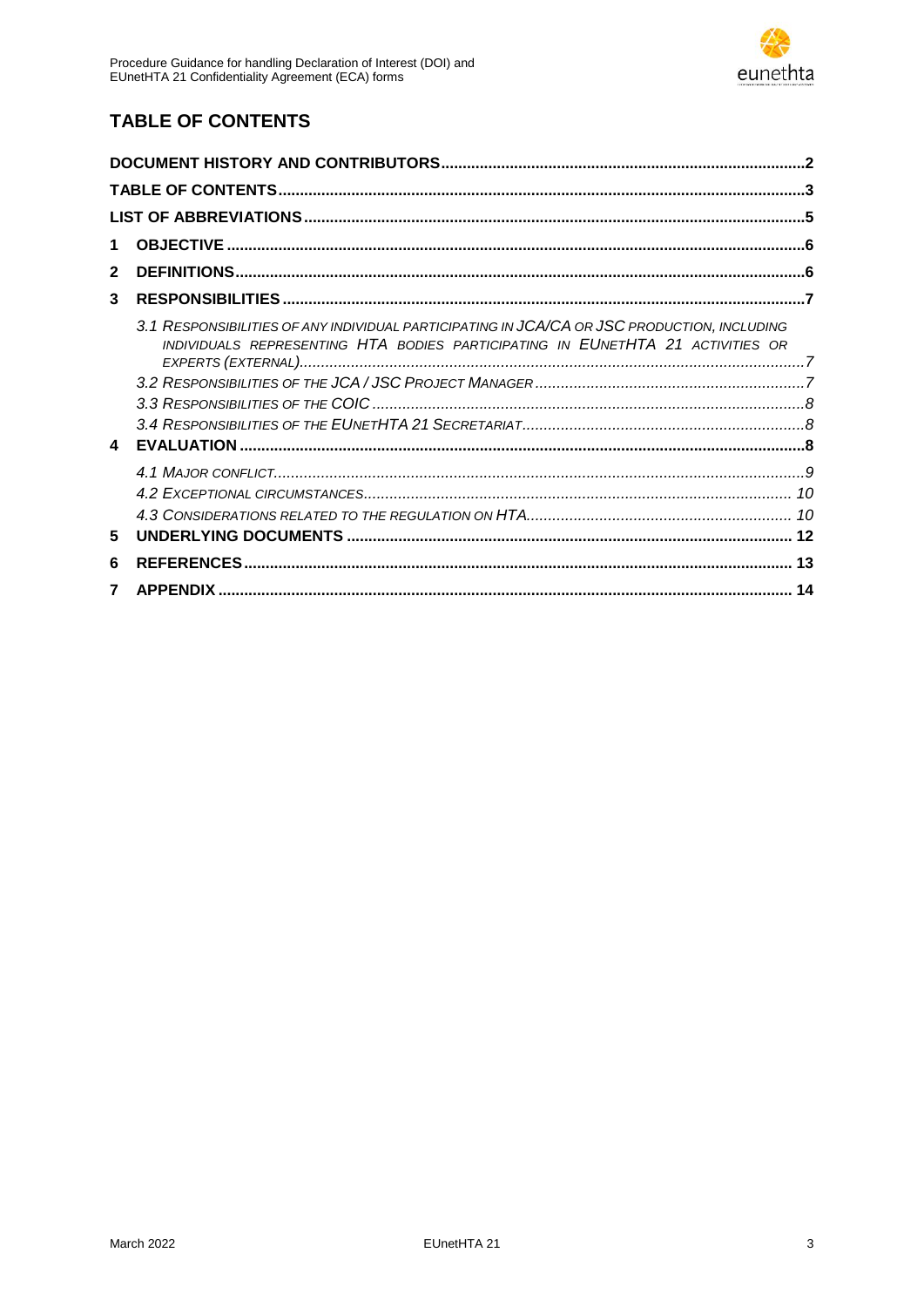## TABLE OF CONTENTS

- DOCUMENT HISTORY AND CONTRIBUTORS .......... 2
- TABLE OF CONTENTS .......... 3
- LIST OF ABBREVIATIONS .......... 5
- 1 OBJECTIVE .......... 6
- 2 DEFINITIONS .......... 6
- 3 RESPONSIBILITIES .......... 7
  - *3.1 Responsibilities of any individual participating in JCA/CA or JSC production, including individuals representing HTA bodies participating in EUnetHTA 21 activities or experts (external)* .......... 7
  - *3.2 Responsibilities of the JCA / JSC Project Manager* .......... 7
  - *3.3 Responsibilities of the COIC* .......... 8
  - *3.4 Responsibilities of the EUnetHTA 21 Secretariat* .......... 8
- 4 EVALUATION .......... 8
  - *4.1 Major conflict* .......... 9
  - *4.2 Exceptional circumstances* .......... 10
  - *4.3 Considerations related to the regulation on HTA* .......... 10
- 5 UNDERLYING DOCUMENTS .......... 12
- 6 REFERENCES .......... 13
- 7 APPENDIX .......... 14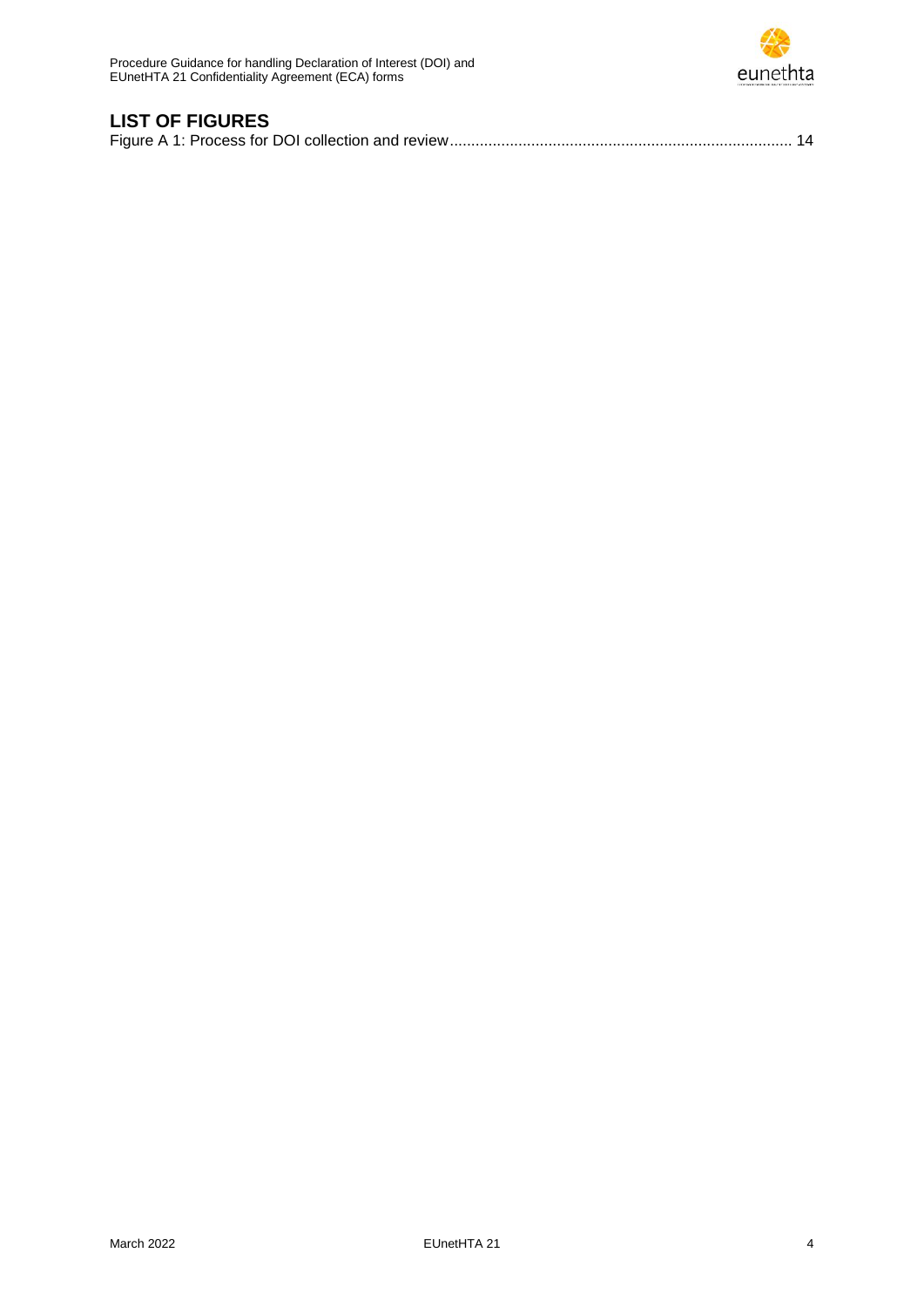## LIST OF FIGURES

Figure A 1: Process for DOI collection and review ................................................................................ 14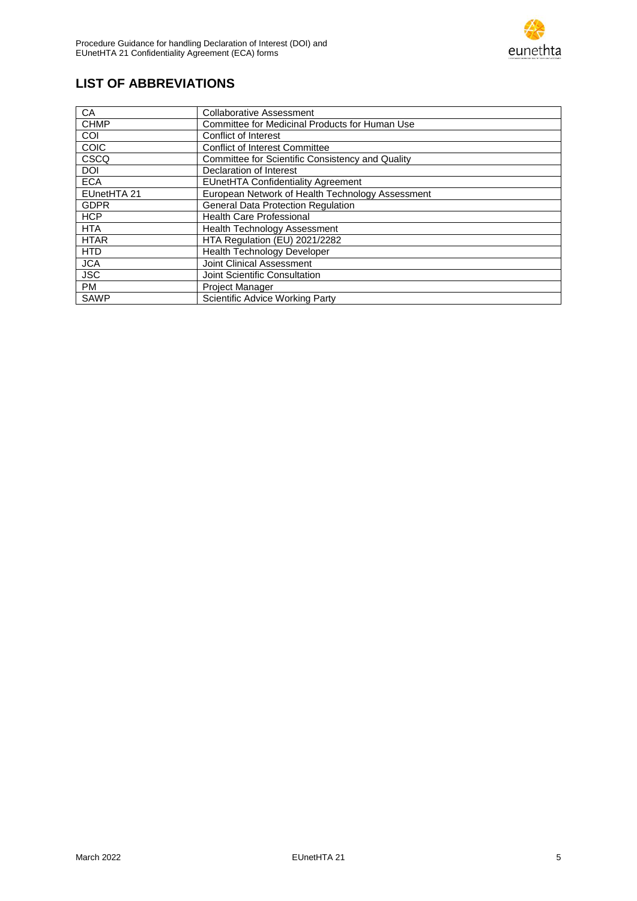## LIST OF ABBREVIATIONS

| | |
|---|---|
| CA | Collaborative Assessment |
| CHMP | Committee for Medicinal Products for Human Use |
| COI | Conflict of Interest |
| COIC | Conflict of Interest Committee |
| CSCQ | Committee for Scientific Consistency and Quality |
| DOI | Declaration of Interest |
| ECA | EUnetHTA Confidentiality Agreement |
| EUnetHTA 21 | European Network of Health Technology Assessment |
| GDPR | General Data Protection Regulation |
| HCP | Health Care Professional |
| HTA | Health Technology Assessment |
| HTAR | HTA Regulation (EU) 2021/2282 |
| HTD | Health Technology Developer |
| JCA | Joint Clinical Assessment |
| JSC | Joint Scientific Consultation |
| PM | Project Manager |
| SAWP | Scientific Advice Working Party |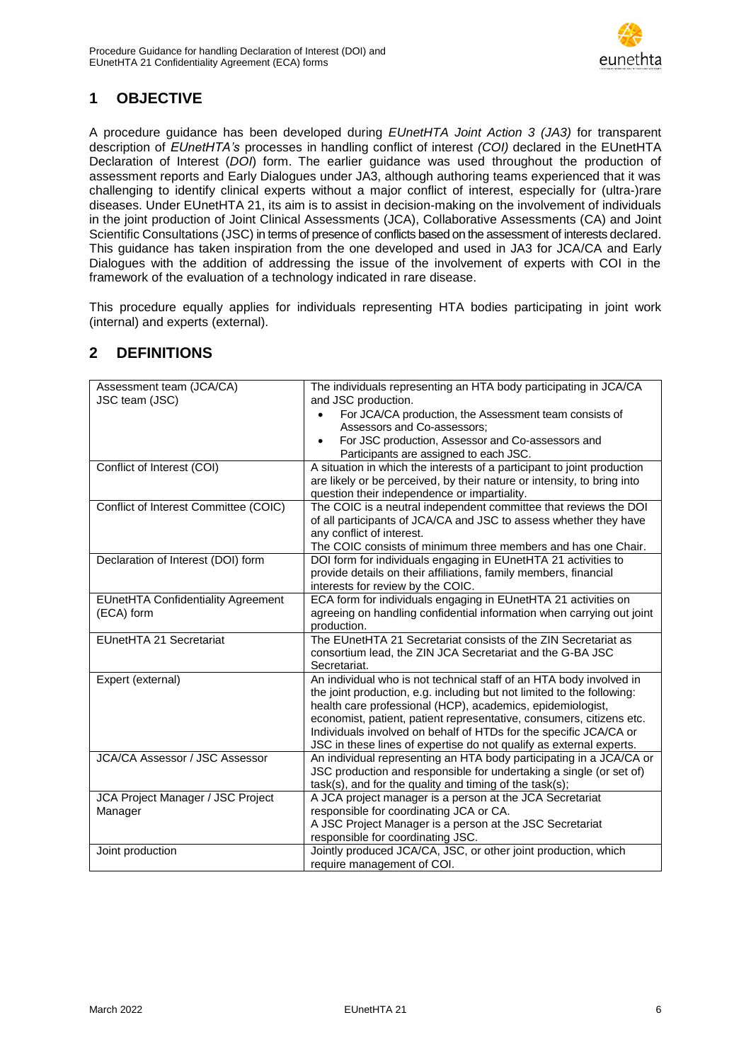## 1 OBJECTIVE

A procedure guidance has been developed during *EUnetHTA Joint Action 3 (JA3)* for transparent description of *EUnetHTA's* processes in handling conflict of interest *(COI)* declared in the EUnetHTA Declaration of Interest (*DOI*) form. The earlier guidance was used throughout the production of assessment reports and Early Dialogues under JA3, although authoring teams experienced that it was challenging to identify clinical experts without a major conflict of interest, especially for (ultra-)rare diseases. Under EUnetHTA 21, its aim is to assist in decision-making on the involvement of individuals in the joint production of Joint Clinical Assessments (JCA), Collaborative Assessments (CA) and Joint Scientific Consultations (JSC) in terms of presence of conflicts based on the assessment of interests declared. This guidance has taken inspiration from the one developed and used in JA3 for JCA/CA and Early Dialogues with the addition of addressing the issue of the involvement of experts with COI in the framework of the evaluation of a technology indicated in rare disease.

This procedure equally applies for individuals representing HTA bodies participating in joint work (internal) and experts (external).

## 2 DEFINITIONS

| | |
|---|---|
| Assessment team (JCA/CA)<br>JSC team (JSC) | The individuals representing an HTA body participating in JCA/CA and JSC production.<br>• For JCA/CA production, the Assessment team consists of Assessors and Co-assessors;<br>• For JSC production, Assessor and Co-assessors and Participants are assigned to each JSC. |
| Conflict of Interest (COI) | A situation in which the interests of a participant to joint production are likely or be perceived, by their nature or intensity, to bring into question their independence or impartiality. |
| Conflict of Interest Committee (COIC) | The COIC is a neutral independent committee that reviews the DOI of all participants of JCA/CA and JSC to assess whether they have any conflict of interest.<br>The COIC consists of minimum three members and has one Chair. |
| Declaration of Interest (DOI) form | DOI form for individuals engaging in EUnetHTA 21 activities to provide details on their affiliations, family members, financial interests for review by the COIC. |
| EUnetHTA Confidentiality Agreement (ECA) form | ECA form for individuals engaging in EUnetHTA 21 activities on agreeing on handling confidential information when carrying out joint production. |
| EUnetHTA 21 Secretariat | The EUnetHTA 21 Secretariat consists of the ZIN Secretariat as consortium lead, the ZIN JCA Secretariat and the G-BA JSC Secretariat. |
| Expert (external) | An individual who is not technical staff of an HTA body involved in the joint production, e.g. including but not limited to the following: health care professional (HCP), academics, epidemiologist, economist, patient, patient representative, consumers, citizens etc. Individuals involved on behalf of HTDs for the specific JCA/CA or JSC in these lines of expertise do not qualify as external experts. |
| JCA/CA Assessor / JSC Assessor | An individual representing an HTA body participating in a JCA/CA or JSC production and responsible for undertaking a single (or set of) task(s), and for the quality and timing of the task(s); |
| JCA Project Manager / JSC Project Manager | A JCA project manager is a person at the JCA Secretariat responsible for coordinating JCA or CA.<br>A JSC Project Manager is a person at the JSC Secretariat responsible for coordinating JSC. |
| Joint production | Jointly produced JCA/CA, JSC, or other joint production, which require management of COI. |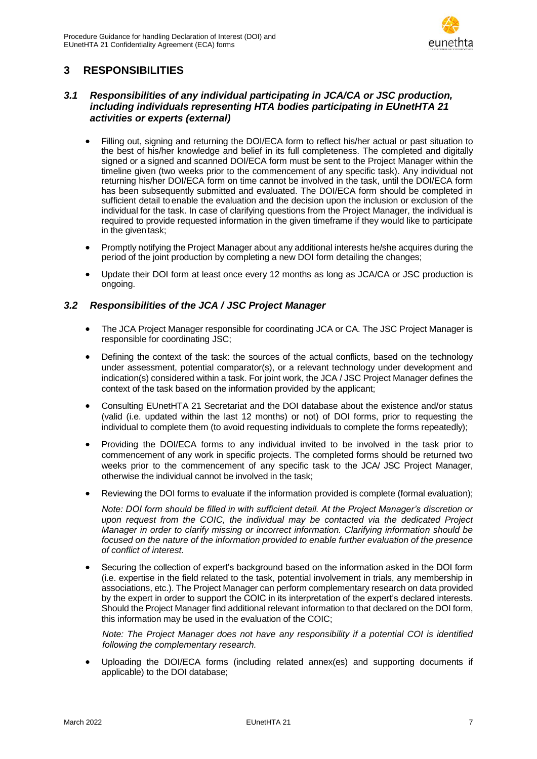# 3 RESPONSIBILITIES

## *3.1 Responsibilities of any individual participating in JCA/CA or JSC production, including individuals representing HTA bodies participating in EUnetHTA 21 activities or experts (external)*

- Filling out, signing and returning the DOI/ECA form to reflect his/her actual or past situation to the best of his/her knowledge and belief in its full completeness. The completed and digitally signed or a signed and scanned DOI/ECA form must be sent to the Project Manager within the timeline given (two weeks prior to the commencement of any specific task). Any individual not returning his/her DOI/ECA form on time cannot be involved in the task, until the DOI/ECA form has been subsequently submitted and evaluated. The DOI/ECA form should be completed in sufficient detail to enable the evaluation and the decision upon the inclusion or exclusion of the individual for the task. In case of clarifying questions from the Project Manager, the individual is required to provide requested information in the given timeframe if they would like to participate in the given task;
- Promptly notifying the Project Manager about any additional interests he/she acquires during the period of the joint production by completing a new DOI form detailing the changes;
- Update their DOI form at least once every 12 months as long as JCA/CA or JSC production is ongoing.

## *3.2 Responsibilities of the JCA / JSC Project Manager*

- The JCA Project Manager responsible for coordinating JCA or CA. The JSC Project Manager is responsible for coordinating JSC;
- Defining the context of the task: the sources of the actual conflicts, based on the technology under assessment, potential comparator(s), or a relevant technology under development and indication(s) considered within a task. For joint work, the JCA / JSC Project Manager defines the context of the task based on the information provided by the applicant;
- Consulting EUnetHTA 21 Secretariat and the DOI database about the existence and/or status (valid (i.e. updated within the last 12 months) or not) of DOI forms, prior to requesting the individual to complete them (to avoid requesting individuals to complete the forms repeatedly);
- Providing the DOI/ECA forms to any individual invited to be involved in the task prior to commencement of any work in specific projects. The completed forms should be returned two weeks prior to the commencement of any specific task to the JCA/ JSC Project Manager, otherwise the individual cannot be involved in the task;
- Reviewing the DOI forms to evaluate if the information provided is complete (formal evaluation);

  *Note: DOI form should be filled in with sufficient detail. At the Project Manager's discretion or upon request from the COIC, the individual may be contacted via the dedicated Project Manager in order to clarify missing or incorrect information. Clarifying information should be focused on the nature of the information provided to enable further evaluation of the presence of conflict of interest.*

- Securing the collection of expert's background based on the information asked in the DOI form (i.e. expertise in the field related to the task, potential involvement in trials, any membership in associations, etc.). The Project Manager can perform complementary research on data provided by the expert in order to support the COIC in its interpretation of the expert's declared interests. Should the Project Manager find additional relevant information to that declared on the DOI form, this information may be used in the evaluation of the COIC;

  *Note: The Project Manager does not have any responsibility if a potential COI is identified following the complementary research.*

- Uploading the DOI/ECA forms (including related annex(es) and supporting documents if applicable) to the DOI database;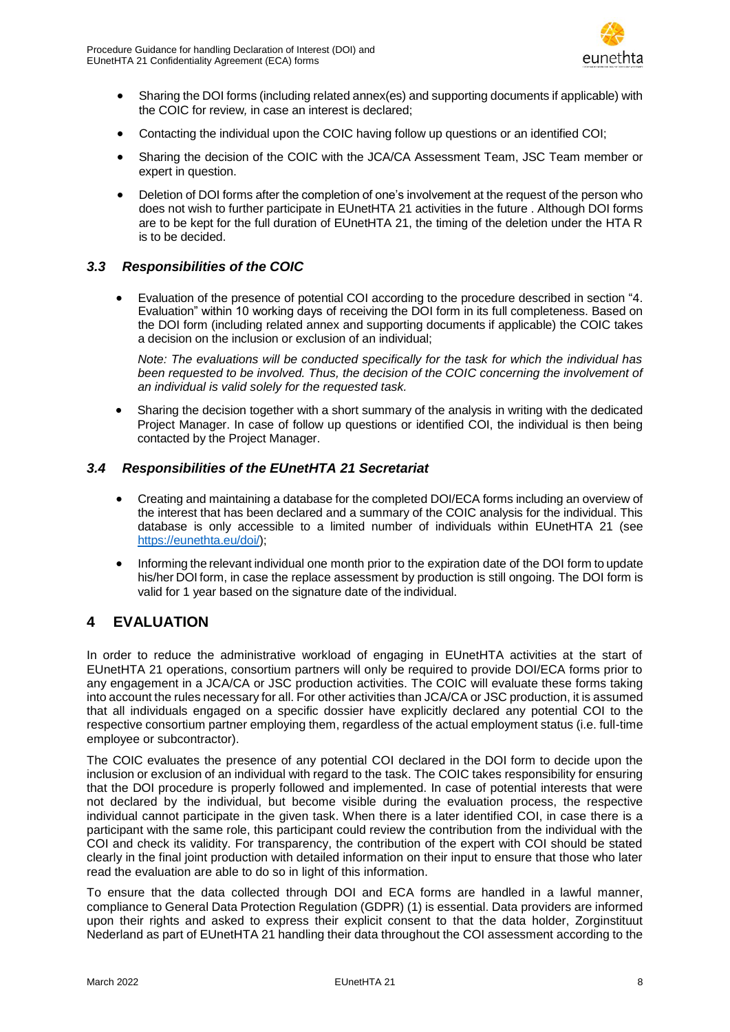- Sharing the DOI forms (including related annex(es) and supporting documents if applicable) with the COIC for review, in case an interest is declared;
- Contacting the individual upon the COIC having follow up questions or an identified COI;
- Sharing the decision of the COIC with the JCA/CA Assessment Team, JSC Team member or expert in question.
- Deletion of DOI forms after the completion of one's involvement at the request of the person who does not wish to further participate in EUnetHTA 21 activities in the future . Although DOI forms are to be kept for the full duration of EUnetHTA 21, the timing of the deletion under the HTA R is to be decided.

### *3.3 Responsibilities of the COIC*

- Evaluation of the presence of potential COI according to the procedure described in section "4. Evaluation" within 10 working days of receiving the DOI form in its full completeness. Based on the DOI form (including related annex and supporting documents if applicable) the COIC takes a decision on the inclusion or exclusion of an individual;

  *Note: The evaluations will be conducted specifically for the task for which the individual has been requested to be involved. Thus, the decision of the COIC concerning the involvement of an individual is valid solely for the requested task.*

- Sharing the decision together with a short summary of the analysis in writing with the dedicated Project Manager. In case of follow up questions or identified COI, the individual is then being contacted by the Project Manager.

### *3.4 Responsibilities of the EUnetHTA 21 Secretariat*

- Creating and maintaining a database for the completed DOI/ECA forms including an overview of the interest that has been declared and a summary of the COIC analysis for the individual. This database is only accessible to a limited number of individuals within EUnetHTA 21 (see https://eunethta.eu/doi/);
- Informing the relevant individual one month prior to the expiration date of the DOI form to update his/her DOI form, in case the replace assessment by production is still ongoing. The DOI form is valid for 1 year based on the signature date of the individual.

## 4 EVALUATION

In order to reduce the administrative workload of engaging in EUnetHTA activities at the start of EUnetHTA 21 operations, consortium partners will only be required to provide DOI/ECA forms prior to any engagement in a JCA/CA or JSC production activities. The COIC will evaluate these forms taking into account the rules necessary for all. For other activities than JCA/CA or JSC production, it is assumed that all individuals engaged on a specific dossier have explicitly declared any potential COI to the respective consortium partner employing them, regardless of the actual employment status (i.e. full-time employee or subcontractor).

The COIC evaluates the presence of any potential COI declared in the DOI form to decide upon the inclusion or exclusion of an individual with regard to the task. The COIC takes responsibility for ensuring that the DOI procedure is properly followed and implemented. In case of potential interests that were not declared by the individual, but become visible during the evaluation process, the respective individual cannot participate in the given task. When there is a later identified COI, in case there is a participant with the same role, this participant could review the contribution from the individual with the COI and check its validity. For transparency, the contribution of the expert with COI should be stated clearly in the final joint production with detailed information on their input to ensure that those who later read the evaluation are able to do so in light of this information.

To ensure that the data collected through DOI and ECA forms are handled in a lawful manner, compliance to General Data Protection Regulation (GDPR) (1) is essential. Data providers are informed upon their rights and asked to express their explicit consent to that the data holder, Zorginstituut Nederland as part of EUnetHTA 21 handling their data throughout the COI assessment according to the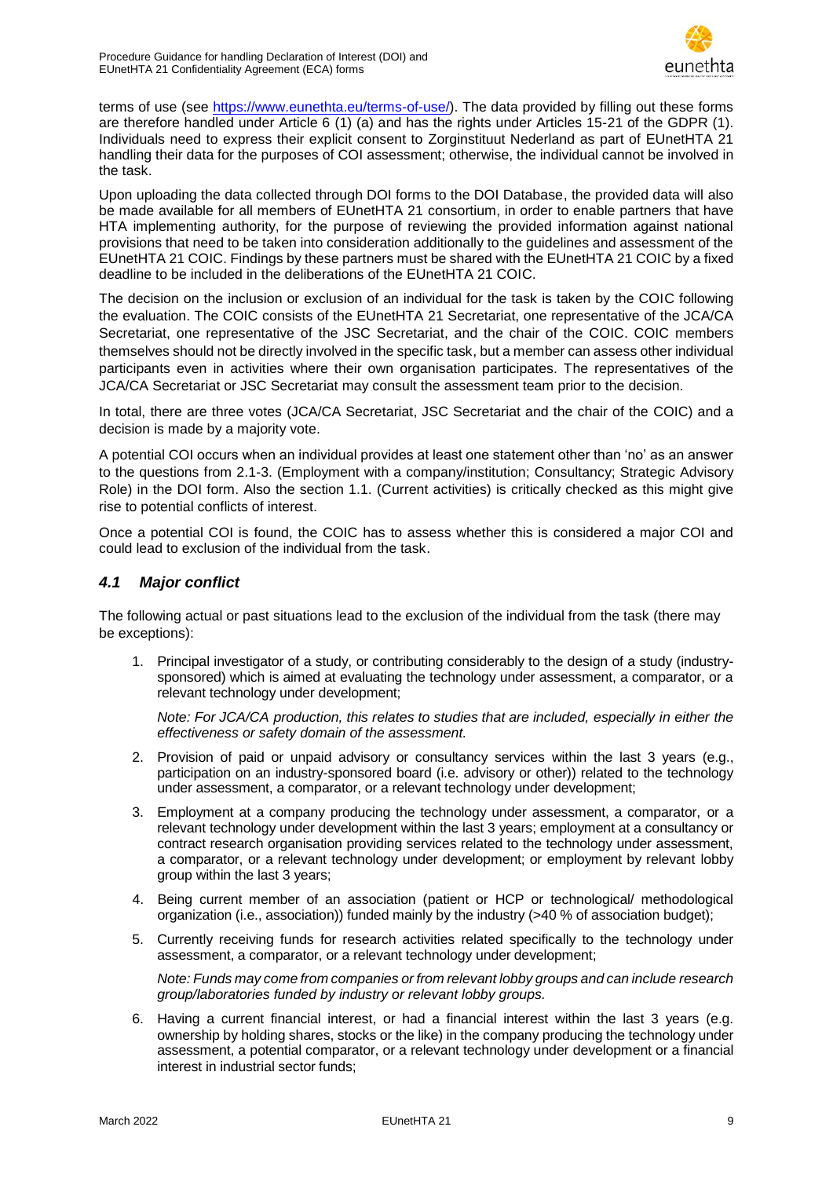terms of use (see https://www.eunethta.eu/terms-of-use/). The data provided by filling out these forms are therefore handled under Article 6 (1) (a) and has the rights under Articles 15-21 of the GDPR (1). Individuals need to express their explicit consent to Zorginstituut Nederland as part of EUnetHTA 21 handling their data for the purposes of COI assessment; otherwise, the individual cannot be involved in the task.

Upon uploading the data collected through DOI forms to the DOI Database, the provided data will also be made available for all members of EUnetHTA 21 consortium, in order to enable partners that have HTA implementing authority, for the purpose of reviewing the provided information against national provisions that need to be taken into consideration additionally to the guidelines and assessment of the EUnetHTA 21 COIC. Findings by these partners must be shared with the EUnetHTA 21 COIC by a fixed deadline to be included in the deliberations of the EUnetHTA 21 COIC.

The decision on the inclusion or exclusion of an individual for the task is taken by the COIC following the evaluation. The COIC consists of the EUnetHTA 21 Secretariat, one representative of the JCA/CA Secretariat, one representative of the JSC Secretariat, and the chair of the COIC. COIC members themselves should not be directly involved in the specific task, but a member can assess other individual participants even in activities where their own organisation participates. The representatives of the JCA/CA Secretariat or JSC Secretariat may consult the assessment team prior to the decision.

In total, there are three votes (JCA/CA Secretariat, JSC Secretariat and the chair of the COIC) and a decision is made by a majority vote.

A potential COI occurs when an individual provides at least one statement other than 'no' as an answer to the questions from 2.1-3. (Employment with a company/institution; Consultancy; Strategic Advisory Role) in the DOI form. Also the section 1.1. (Current activities) is critically checked as this might give rise to potential conflicts of interest.

Once a potential COI is found, the COIC has to assess whether this is considered a major COI and could lead to exclusion of the individual from the task.

## *4.1 Major conflict*

The following actual or past situations lead to the exclusion of the individual from the task (there may be exceptions):

1. Principal investigator of a study, or contributing considerably to the design of a study (industry-sponsored) which is aimed at evaluating the technology under assessment, a comparator, or a relevant technology under development;

   *Note: For JCA/CA production, this relates to studies that are included, especially in either the effectiveness or safety domain of the assessment.*

2. Provision of paid or unpaid advisory or consultancy services within the last 3 years (e.g., participation on an industry-sponsored board (i.e. advisory or other)) related to the technology under assessment, a comparator, or a relevant technology under development;
3. Employment at a company producing the technology under assessment, a comparator, or a relevant technology under development within the last 3 years; employment at a consultancy or contract research organisation providing services related to the technology under assessment, a comparator, or a relevant technology under development; or employment by relevant lobby group within the last 3 years;
4. Being current member of an association (patient or HCP or technological/ methodological organization (i.e., association)) funded mainly by the industry (>40 % of association budget);
5. Currently receiving funds for research activities related specifically to the technology under assessment, a comparator, or a relevant technology under development;

   *Note: Funds may come from companies or from relevant lobby groups and can include research group/laboratories funded by industry or relevant lobby groups.*

6. Having a current financial interest, or had a financial interest within the last 3 years (e.g. ownership by holding shares, stocks or the like) in the company producing the technology under assessment, a potential comparator, or a relevant technology under development or a financial interest in industrial sector funds;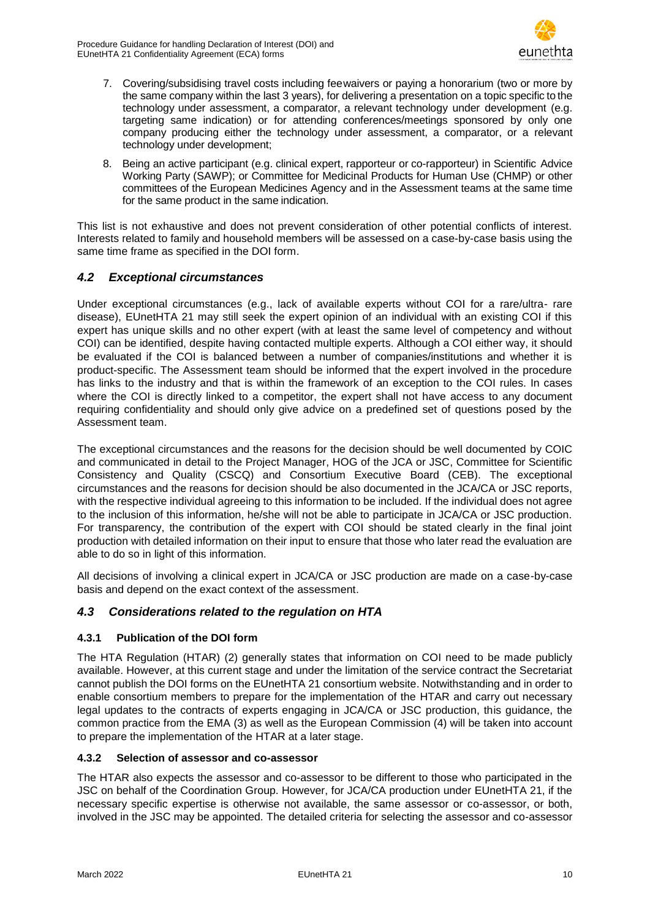7. Covering/subsidising travel costs including feewaivers or paying a honorarium (two or more by the same company within the last 3 years), for delivering a presentation on a topic specific to the technology under assessment, a comparator, a relevant technology under development (e.g. targeting same indication) or for attending conferences/meetings sponsored by only one company producing either the technology under assessment, a comparator, or a relevant technology under development;
8. Being an active participant (e.g. clinical expert, rapporteur or co-rapporteur) in Scientific Advice Working Party (SAWP); or Committee for Medicinal Products for Human Use (CHMP) or other committees of the European Medicines Agency and in the Assessment teams at the same time for the same product in the same indication.

This list is not exhaustive and does not prevent consideration of other potential conflicts of interest. Interests related to family and household members will be assessed on a case-by-case basis using the same time frame as specified in the DOI form.

## *4.2 Exceptional circumstances*

Under exceptional circumstances (e.g., lack of available experts without COI for a rare/ultra- rare disease), EUnetHTA 21 may still seek the expert opinion of an individual with an existing COI if this expert has unique skills and no other expert (with at least the same level of competency and without COI) can be identified, despite having contacted multiple experts. Although a COI either way, it should be evaluated if the COI is balanced between a number of companies/institutions and whether it is product-specific. The Assessment team should be informed that the expert involved in the procedure has links to the industry and that is within the framework of an exception to the COI rules. In cases where the COI is directly linked to a competitor, the expert shall not have access to any document requiring confidentiality and should only give advice on a predefined set of questions posed by the Assessment team.

The exceptional circumstances and the reasons for the decision should be well documented by COIC and communicated in detail to the Project Manager, HOG of the JCA or JSC, Committee for Scientific Consistency and Quality (CSCQ) and Consortium Executive Board (CEB). The exceptional circumstances and the reasons for decision should be also documented in the JCA/CA or JSC reports, with the respective individual agreeing to this information to be included. If the individual does not agree to the inclusion of this information, he/she will not be able to participate in JCA/CA or JSC production. For transparency, the contribution of the expert with COI should be stated clearly in the final joint production with detailed information on their input to ensure that those who later read the evaluation are able to do so in light of this information.

All decisions of involving a clinical expert in JCA/CA or JSC production are made on a case-by-case basis and depend on the exact context of the assessment.

## *4.3 Considerations related to the regulation on HTA*

### 4.3.1 Publication of the DOI form

The HTA Regulation (HTAR) (2) generally states that information on COI need to be made publicly available. However, at this current stage and under the limitation of the service contract the Secretariat cannot publish the DOI forms on the EUnetHTA 21 consortium website. Notwithstanding and in order to enable consortium members to prepare for the implementation of the HTAR and carry out necessary legal updates to the contracts of experts engaging in JCA/CA or JSC production, this guidance, the common practice from the EMA (3) as well as the European Commission (4) will be taken into account to prepare the implementation of the HTAR at a later stage.

### 4.3.2 Selection of assessor and co-assessor

The HTAR also expects the assessor and co-assessor to be different to those who participated in the JSC on behalf of the Coordination Group. However, for JCA/CA production under EUnetHTA 21, if the necessary specific expertise is otherwise not available, the same assessor or co-assessor, or both, involved in the JSC may be appointed. The detailed criteria for selecting the assessor and co-assessor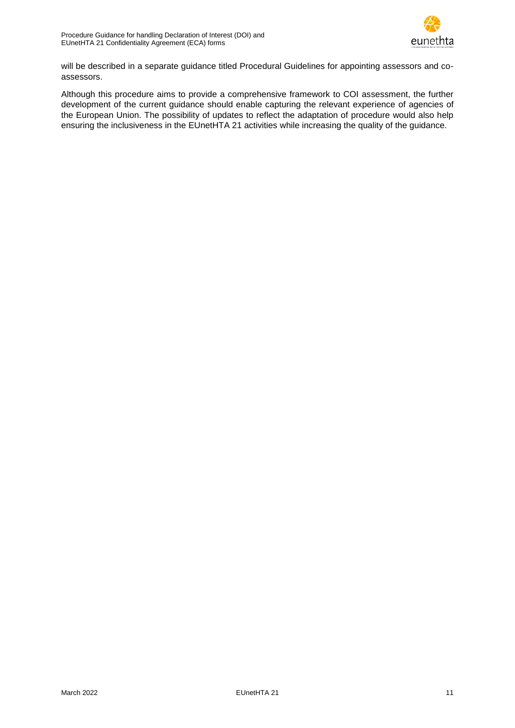will be described in a separate guidance titled Procedural Guidelines for appointing assessors and co-assessors.

Although this procedure aims to provide a comprehensive framework to COI assessment, the further development of the current guidance should enable capturing the relevant experience of agencies of the European Union. The possibility of updates to reflect the adaptation of procedure would also help ensuring the inclusiveness in the EUnetHTA 21 activities while increasing the quality of the guidance.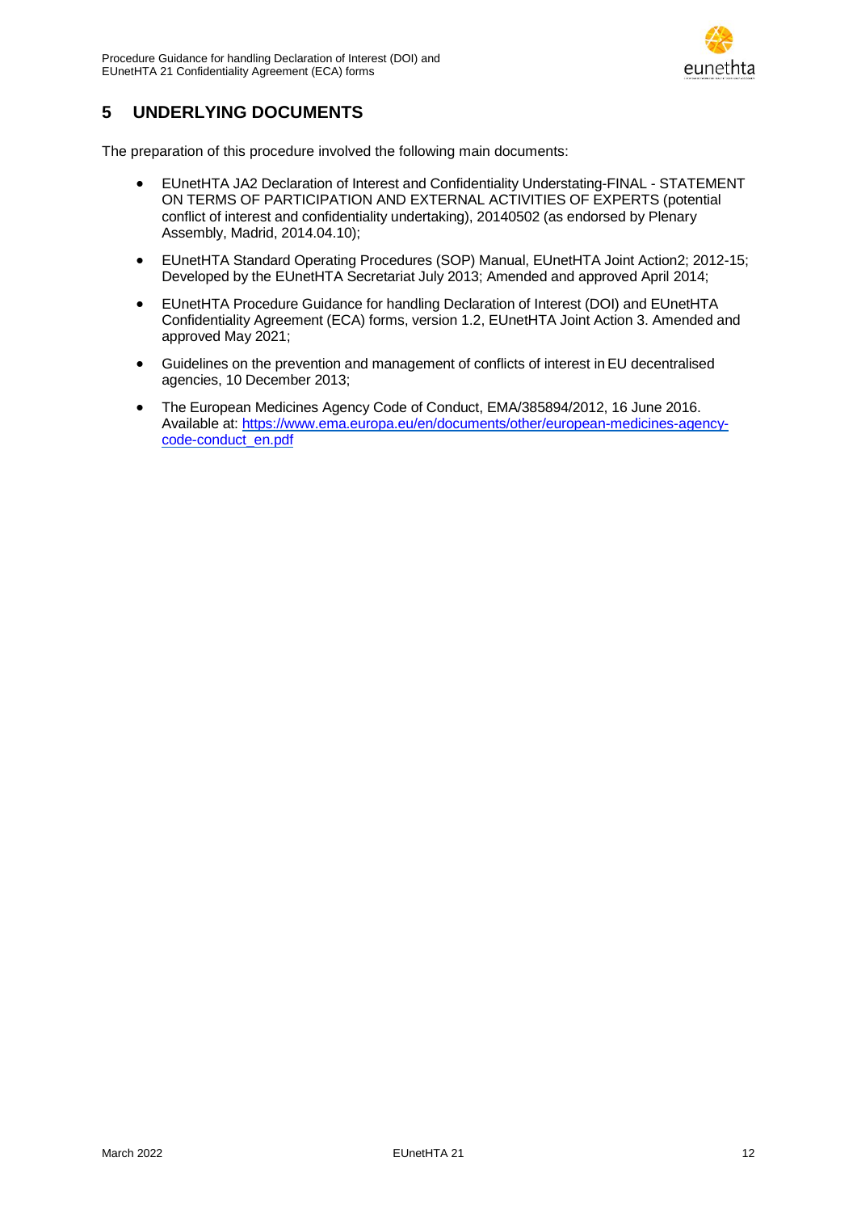## 5 UNDERLYING DOCUMENTS

The preparation of this procedure involved the following main documents:

- EUnetHTA JA2 Declaration of Interest and Confidentiality Understating-FINAL - STATEMENT ON TERMS OF PARTICIPATION AND EXTERNAL ACTIVITIES OF EXPERTS (potential conflict of interest and confidentiality undertaking), 20140502 (as endorsed by Plenary Assembly, Madrid, 2014.04.10);
- EUnetHTA Standard Operating Procedures (SOP) Manual, EUnetHTA Joint Action2; 2012-15; Developed by the EUnetHTA Secretariat July 2013; Amended and approved April 2014;
- EUnetHTA Procedure Guidance for handling Declaration of Interest (DOI) and EUnetHTA Confidentiality Agreement (ECA) forms, version 1.2, EUnetHTA Joint Action 3. Amended and approved May 2021;
- Guidelines on the prevention and management of conflicts of interest in EU decentralised agencies, 10 December 2013;
- The European Medicines Agency Code of Conduct, EMA/385894/2012, 16 June 2016. Available at: https://www.ema.europa.eu/en/documents/other/european-medicines-agency-code-conduct_en.pdf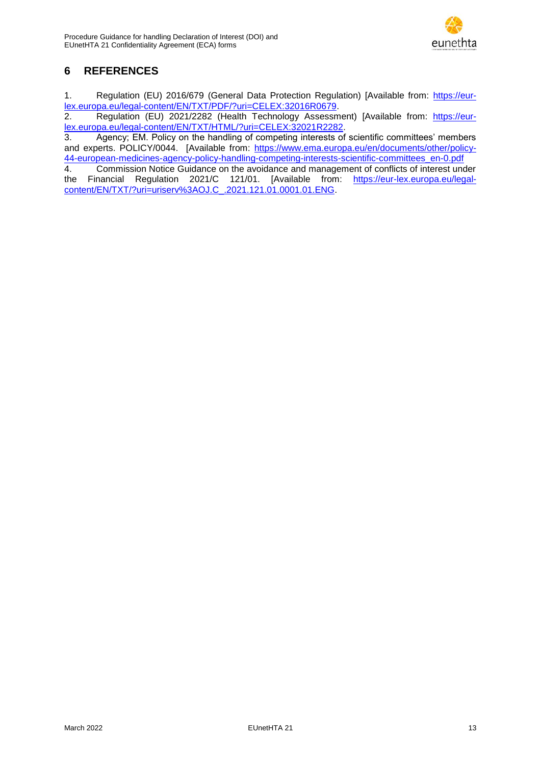## 6 REFERENCES

1. Regulation (EU) 2016/679 (General Data Protection Regulation) [Available from: https://eur-lex.europa.eu/legal-content/EN/TXT/PDF/?uri=CELEX:32016R0679.
2. Regulation (EU) 2021/2282 (Health Technology Assessment) [Available from: https://eur-lex.europa.eu/legal-content/EN/TXT/HTML/?uri=CELEX:32021R2282.
3. Agency; EM. Policy on the handling of competing interests of scientific committees' members and experts. POLICY/0044. [Available from: https://www.ema.europa.eu/en/documents/other/policy-44-european-medicines-agency-policy-handling-competing-interests-scientific-committees_en-0.pdf
4. Commission Notice Guidance on the avoidance and management of conflicts of interest under the Financial Regulation 2021/C 121/01. [Available from: https://eur-lex.europa.eu/legal-content/EN/TXT/?uri=uriserv%3AOJ.C_.2021.121.01.0001.01.ENG.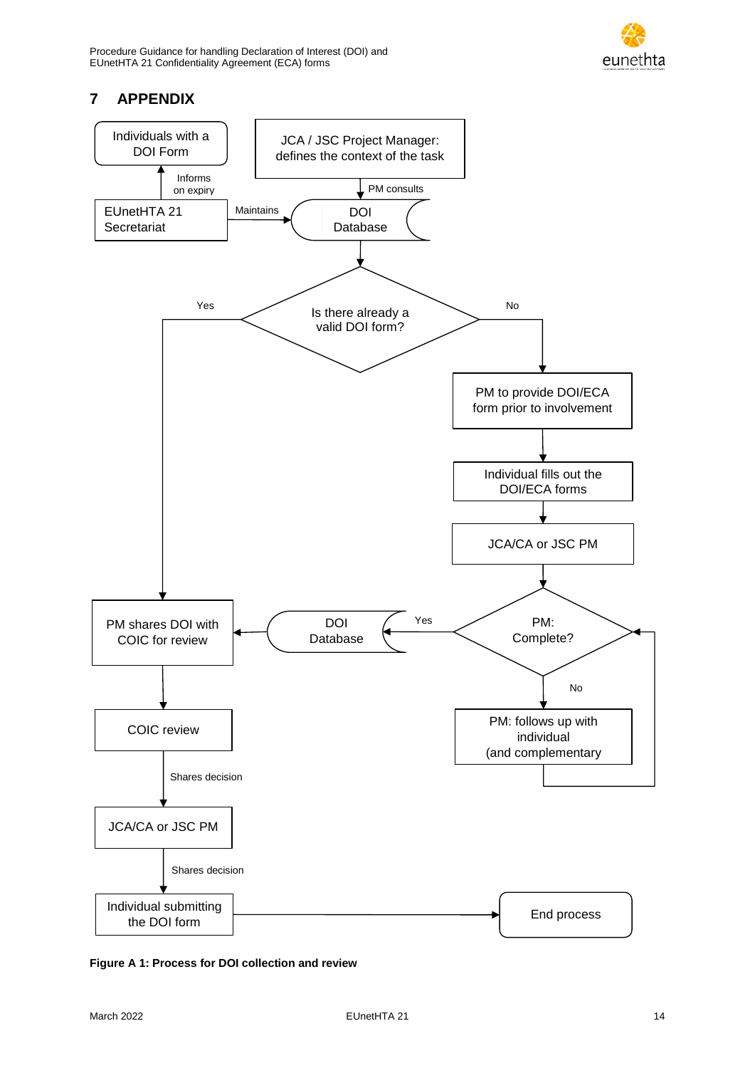# 7 APPENDIX

Individuals with a DOI Form

Informs on expiry

EUnetHTA 21 Secretariat

Maintains

JCA / JSC Project Manager: defines the context of the task

PM consults

DOI Database

Is there already a valid DOI form?

Yes

No

PM to provide DOI/ECA form prior to involvement

Individual fills out the DOI/ECA forms

JCA/CA or JSC PM

PM: Complete?

Yes

No

PM: follows up with individual (and complementary

DOI Database

PM shares DOI with COIC for review

COIC review

Shares decision

JCA/CA or JSC PM

Shares decision

Individual submitting the DOI form

End process

**Figure A 1: Process for DOI collection and review**